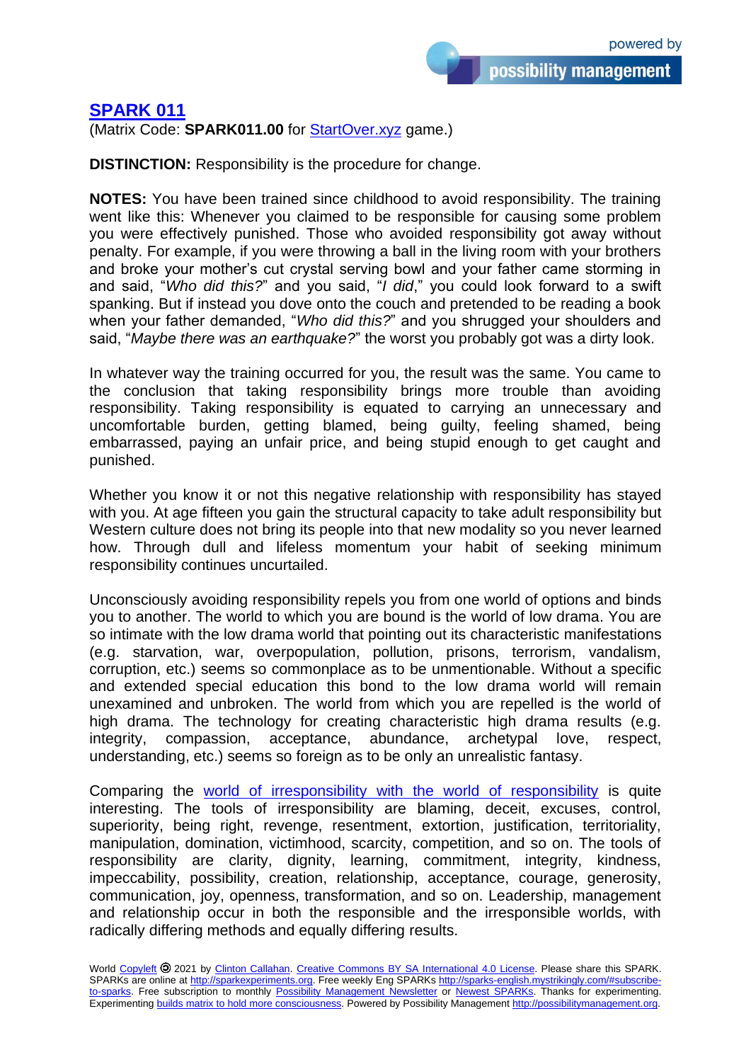# [SPARK 011](#)

(Matrix Code: **SPARK011.00** for [StartOver.xyz](#) game.)

**DISTINCTION:** Responsibility is the procedure for change.

**NOTES:** You have been trained since childhood to avoid responsibility. The training went like this: Whenever you claimed to be responsible for causing some problem you were effectively punished. Those who avoided responsibility got away without penalty. For example, if you were throwing a ball in the living room with your brothers and broke your mother's cut crystal serving bowl and your father came storming in and said, "*Who did this?*" and you said, "*I did*," you could look forward to a swift spanking. But if instead you dove onto the couch and pretended to be reading a book when your father demanded, "*Who did this?*" and you shrugged your shoulders and said, "*Maybe there was an earthquake?*" the worst you probably got was a dirty look.

In whatever way the training occurred for you, the result was the same. You came to the conclusion that taking responsibility brings more trouble than avoiding responsibility. Taking responsibility is equated to carrying an unnecessary and uncomfortable burden, getting blamed, being guilty, feeling shamed, being embarrassed, paying an unfair price, and being stupid enough to get caught and punished.

Whether you know it or not this negative relationship with responsibility has stayed with you. At age fifteen you gain the structural capacity to take adult responsibility but Western culture does not bring its people into that new modality so you never learned how. Through dull and lifeless momentum your habit of seeking minimum responsibility continues uncurtailed.

Unconsciously avoiding responsibility repels you from one world of options and binds you to another. The world to which you are bound is the world of low drama. You are so intimate with the low drama world that pointing out its characteristic manifestations (e.g. starvation, war, overpopulation, pollution, prisons, terrorism, vandalism, corruption, etc.) seems so commonplace as to be unmentionable. Without a specific and extended special education this bond to the low drama world will remain unexamined and unbroken. The world from which you are repelled is the world of high drama. The technology for creating characteristic high drama results (e.g. integrity, compassion, acceptance, abundance, archetypal love, respect, understanding, etc.) seems so foreign as to be only an unrealistic fantasy.

Comparing the [world of irresponsibility with the world of responsibility](#) is quite interesting. The tools of irresponsibility are blaming, deceit, excuses, control, superiority, being right, revenge, resentment, extortion, justification, territoriality, manipulation, domination, victimhood, scarcity, competition, and so on. The tools of responsibility are clarity, dignity, learning, commitment, integrity, kindness, impeccability, possibility, creation, relationship, acceptance, courage, generosity, communication, joy, openness, transformation, and so on. Leadership, management and relationship occur in both the responsible and the irresponsible worlds, with radically differing methods and equally differing results.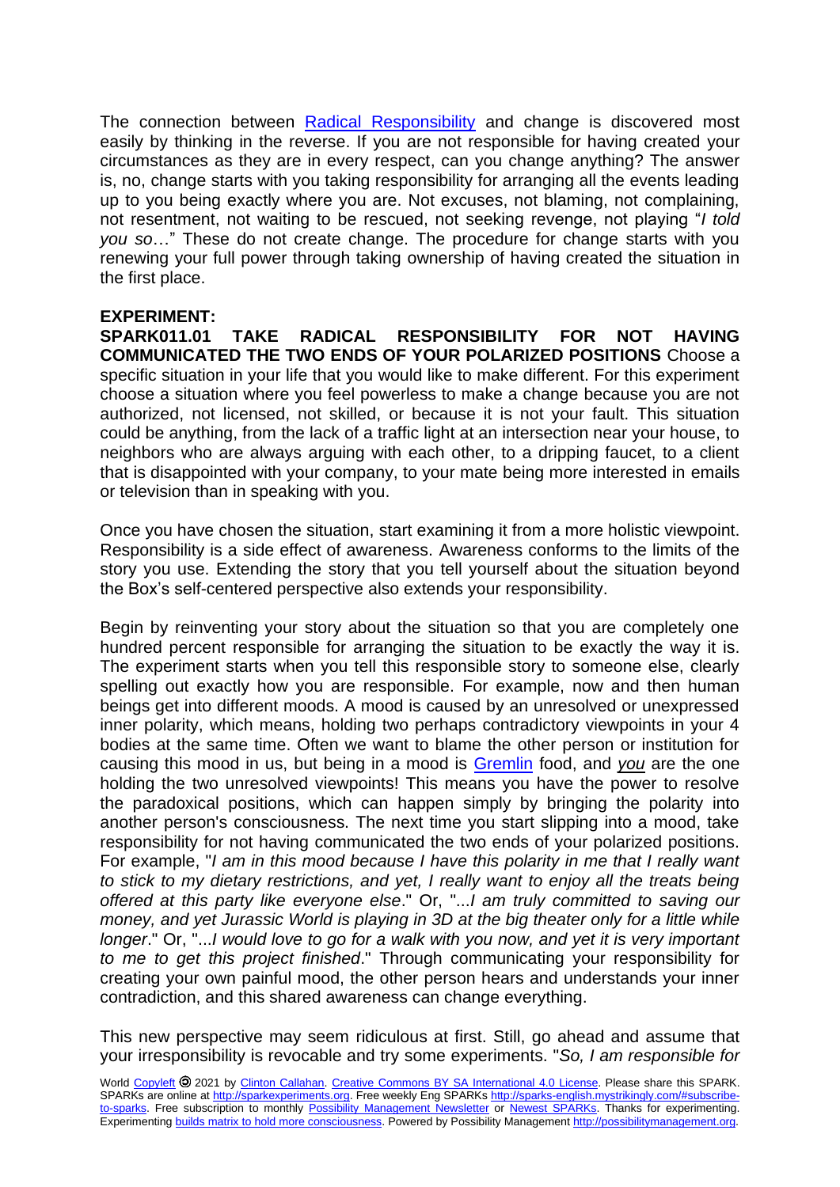The connection between Radical Responsibility and change is discovered most easily by thinking in the reverse. If you are not responsible for having created your circumstances as they are in every respect, can you change anything? The answer is, no, change starts with you taking responsibility for arranging all the events leading up to you being exactly where you are. Not excuses, not blaming, not complaining, not resentment, not waiting to be rescued, not seeking revenge, not playing "*I told you so*…" These do not create change. The procedure for change starts with you renewing your full power through taking ownership of having created the situation in the first place.

**EXPERIMENT:**
**SPARK011.01 TAKE RADICAL RESPONSIBILITY FOR NOT HAVING COMMUNICATED THE TWO ENDS OF YOUR POLARIZED POSITIONS** Choose a specific situation in your life that you would like to make different. For this experiment choose a situation where you feel powerless to make a change because you are not authorized, not licensed, not skilled, or because it is not your fault. This situation could be anything, from the lack of a traffic light at an intersection near your house, to neighbors who are always arguing with each other, to a dripping faucet, to a client that is disappointed with your company, to your mate being more interested in emails or television than in speaking with you.

Once you have chosen the situation, start examining it from a more holistic viewpoint. Responsibility is a side effect of awareness. Awareness conforms to the limits of the story you use. Extending the story that you tell yourself about the situation beyond the Box's self-centered perspective also extends your responsibility.

Begin by reinventing your story about the situation so that you are completely one hundred percent responsible for arranging the situation to be exactly the way it is. The experiment starts when you tell this responsible story to someone else, clearly spelling out exactly how you are responsible. For example, now and then human beings get into different moods. A mood is caused by an unresolved or unexpressed inner polarity, which means, holding two perhaps contradictory viewpoints in your 4 bodies at the same time. Often we want to blame the other person or institution for causing this mood in us, but being in a mood is Gremlin food, and ***you*** are the one holding the two unresolved viewpoints! This means you have the power to resolve the paradoxical positions, which can happen simply by bringing the polarity into another person's consciousness. The next time you start slipping into a mood, take responsibility for not having communicated the two ends of your polarized positions. For example, "*I am in this mood because I have this polarity in me that I really want to stick to my dietary restrictions, and yet, I really want to enjoy all the treats being offered at this party like everyone else*." Or, "...*I am truly committed to saving our money, and yet Jurassic World is playing in 3D at the big theater only for a little while longer*." Or, "...*I would love to go for a walk with you now, and yet it is very important to me to get this project finished*." Through communicating your responsibility for creating your own painful mood, the other person hears and understands your inner contradiction, and this shared awareness can change everything.

This new perspective may seem ridiculous at first. Still, go ahead and assume that your irresponsibility is revocable and try some experiments. "*So, I am responsible for*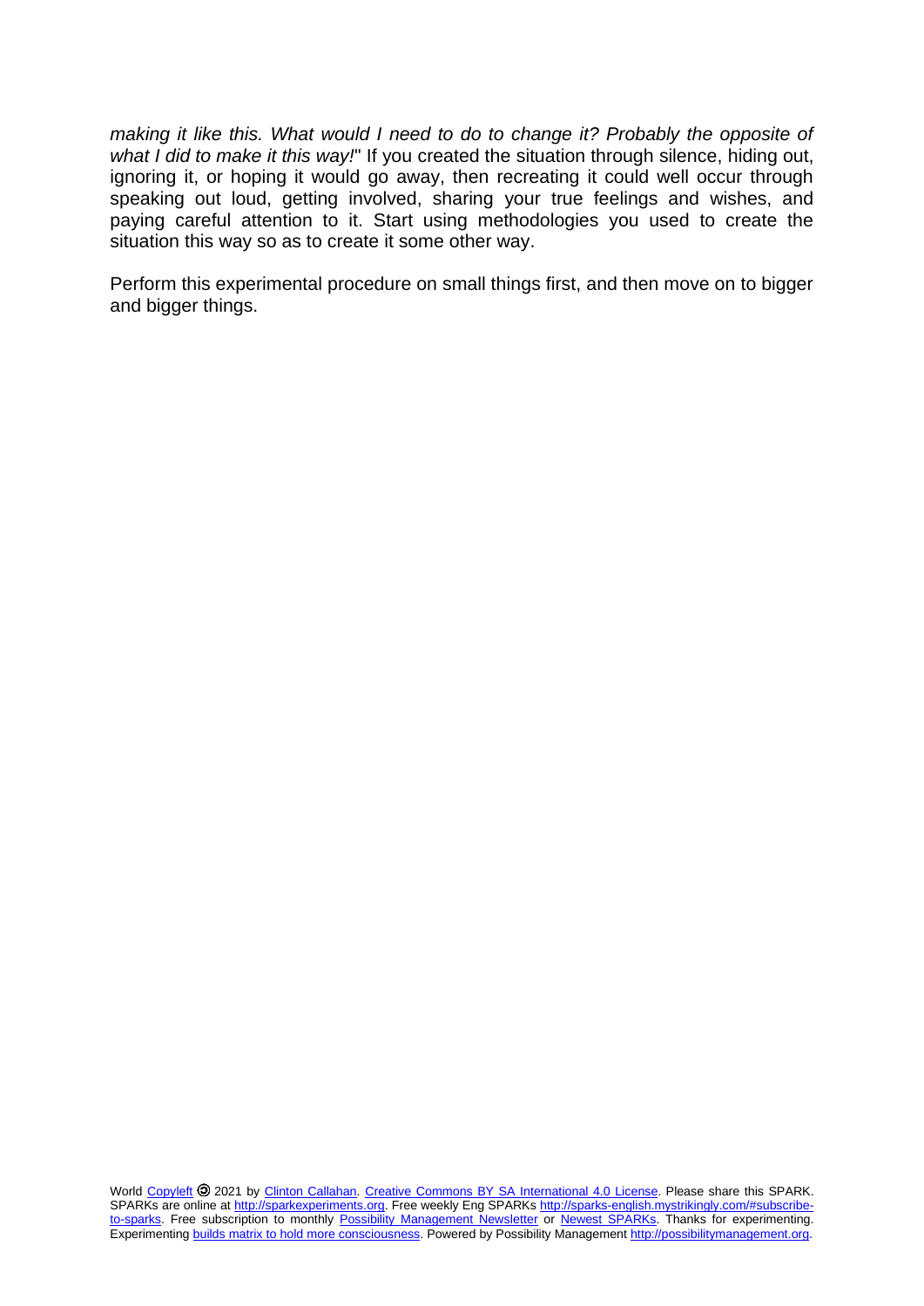*making it like this. What would I need to do to change it? Probably the opposite of what I did to make it this way!*" If you created the situation through silence, hiding out, ignoring it, or hoping it would go away, then recreating it could well occur through speaking out loud, getting involved, sharing your true feelings and wishes, and paying careful attention to it. Start using methodologies you used to create the situation this way so as to create it some other way.

Perform this experimental procedure on small things first, and then move on to bigger and bigger things.

World Copyleft 🄯 2021 by Clinton Callahan. Creative Commons BY SA International 4.0 License. Please share this SPARK. SPARKs are online at http://sparkexperiments.org. Free weekly Eng SPARKs http://sparks-english.mystrikingly.com/#subscribe-to-sparks. Free subscription to monthly Possibility Management Newsletter or Newest SPARKs. Thanks for experimenting. Experimenting builds matrix to hold more consciousness. Powered by Possibility Management http://possibilitymanagement.org.